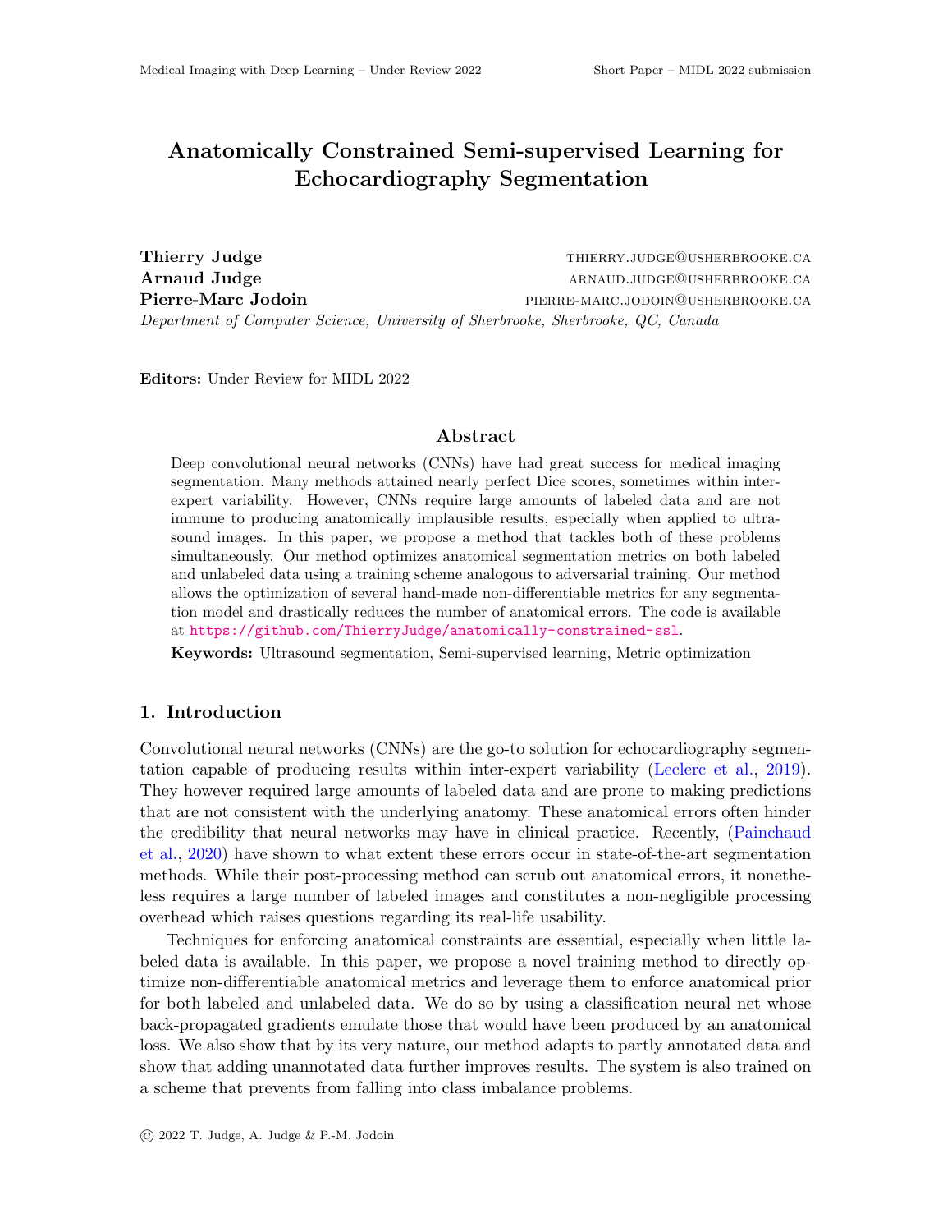# Anatomically Constrained Semi-supervised Learning for Echocardiography Segmentation

**Thierry Judge** thierry.judge@usherbrooke.ca
**Arnaud Judge** arnaud.judge@usherbrooke.ca
**Pierre-Marc Jodoin** pierre-marc.jodoin@usherbrooke.ca
*Department of Computer Science, University of Sherbrooke, Sherbrooke, QC, Canada*

**Editors:** Under Review for MIDL 2022

## Abstract

Deep convolutional neural networks (CNNs) have had great success for medical imaging segmentation. Many methods attained nearly perfect Dice scores, sometimes within inter-expert variability. However, CNNs require large amounts of labeled data and are not immune to producing anatomically implausible results, especially when applied to ultrasound images. In this paper, we propose a method that tackles both of these problems simultaneously. Our method optimizes anatomical segmentation metrics on both labeled and unlabeled data using a training scheme analogous to adversarial training. Our method allows the optimization of several hand-made non-differentiable metrics for any segmentation model and drastically reduces the number of anatomical errors. The code is available at https://github.com/ThierryJudge/anatomically-constrained-ssl.

**Keywords:** Ultrasound segmentation, Semi-supervised learning, Metric optimization

## 1. Introduction

Convolutional neural networks (CNNs) are the go-to solution for echocardiography segmentation capable of producing results within inter-expert variability (Leclerc et al., 2019). They however required large amounts of labeled data and are prone to making predictions that are not consistent with the underlying anatomy. These anatomical errors often hinder the credibility that neural networks may have in clinical practice. Recently, (Painchaud et al., 2020) have shown to what extent these errors occur in state-of-the-art segmentation methods. While their post-processing method can scrub out anatomical errors, it nonetheless requires a large number of labeled images and constitutes a non-negligible processing overhead which raises questions regarding its real-life usability.

Techniques for enforcing anatomical constraints are essential, especially when little labeled data is available. In this paper, we propose a novel training method to directly optimize non-differentiable anatomical metrics and leverage them to enforce anatomical prior for both labeled and unlabeled data. We do so by using a classification neural net whose back-propagated gradients emulate those that would have been produced by an anatomical loss. We also show that by its very nature, our method adapts to partly annotated data and show that adding unannotated data further improves results. The system is also trained on a scheme that prevents from falling into class imbalance problems.

© 2022 T. Judge, A. Judge & P.-M. Jodoin.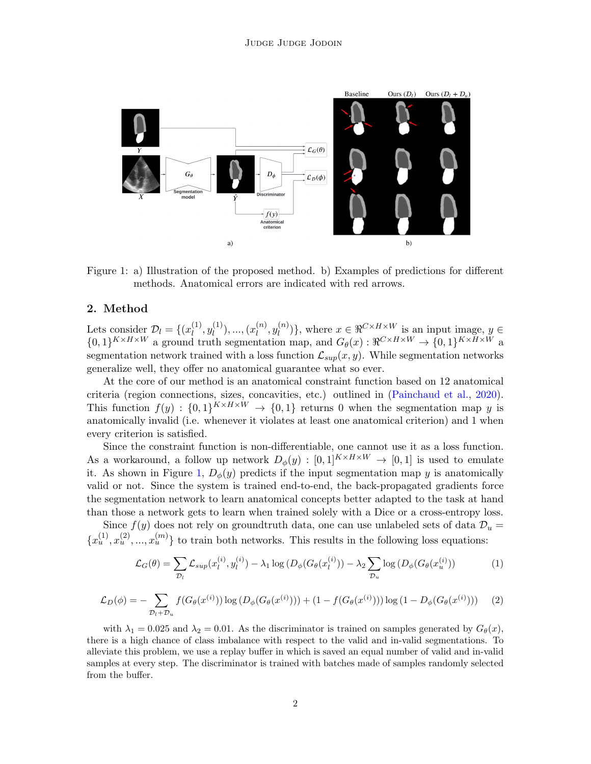Figure 1: a) Illustration of the proposed method. b) Examples of predictions for different methods. Anatomical errors are indicated with red arrows.

## 2. Method

Lets consider $\mathcal{D}_l = \{(x_l^{(1)}, y_l^{(1)}), ..., (x_l^{(n)}, y_l^{(n)})\}$, where $x \in \Re^{C \times H \times W}$ is an input image, $y \in \{0,1\}^{K \times H \times W}$ a ground truth segmentation map, and $G_\theta(x) : \Re^{C \times H \times W} \to \{0,1\}^{K \times H \times W}$ a segmentation network trained with a loss function $\mathcal{L}_{sup}(x, y)$. While segmentation networks generalize well, they offer no anatomical guarantee what so ever.

At the core of our method is an anatomical constraint function based on 12 anatomical criteria (region connections, sizes, concavities, etc.) outlined in (Painchaud et al., 2020). This function $f(y) : \{0,1\}^{K \times H \times W} \to \{0,1\}$ returns 0 when the segmentation map $y$ is anatomically invalid (i.e. whenever it violates at least one anatomical criterion) and 1 when every criterion is satisfied.

Since the constraint function is non-differentiable, one cannot use it as a loss function. As a workaround, a follow up network $D_\phi(y) : [0,1]^{K \times H \times W} \to [0,1]$ is used to emulate it. As shown in Figure 1, $D_\phi(y)$ predicts if the input segmentation map $y$ is anatomically valid or not. Since the system is trained end-to-end, the back-propagated gradients force the segmentation network to learn anatomical concepts better adapted to the task at hand than those a network gets to learn when trained solely with a Dice or a cross-entropy loss.

Since $f(y)$ does not rely on groundtruth data, one can use unlabeled sets of data $\mathcal{D}_u = \{x_u^{(1)}, x_u^{(2)}, ..., x_u^{(m)}\}$ to train both networks. This results in the following loss equations:

$$\mathcal{L}_G(\theta) = \sum_{\mathcal{D}_l} \mathcal{L}_{sup}(x_l^{(i)}, y_l^{(i)}) - \lambda_1 \log\left(D_\phi(G_\theta(x_l^{(i)})\right) - \lambda_2 \sum_{\mathcal{D}_u} \log\left(D_\phi(G_\theta(x_u^{(i)})\right) \tag{1}$$

$$\mathcal{L}_D(\phi) = -\sum_{\mathcal{D}_l + \mathcal{D}_u} f(G_\theta(x^{(i)})) \log\left(D_\phi(G_\theta(x^{(i)}))\right) + (1 - f(G_\theta(x^{(i)}))) \log\left(1 - D_\phi(G_\theta(x^{(i)}))\right) \tag{2}$$

with $\lambda_1 = 0.025$ and $\lambda_2 = 0.01$. As the discriminator is trained on samples generated by $G_\theta(x)$, there is a high chance of class imbalance with respect to the valid and in-valid segmentations. To alleviate this problem, we use a replay buffer in which is saved an equal number of valid and in-valid samples at every step. The discriminator is trained with batches made of samples randomly selected from the buffer.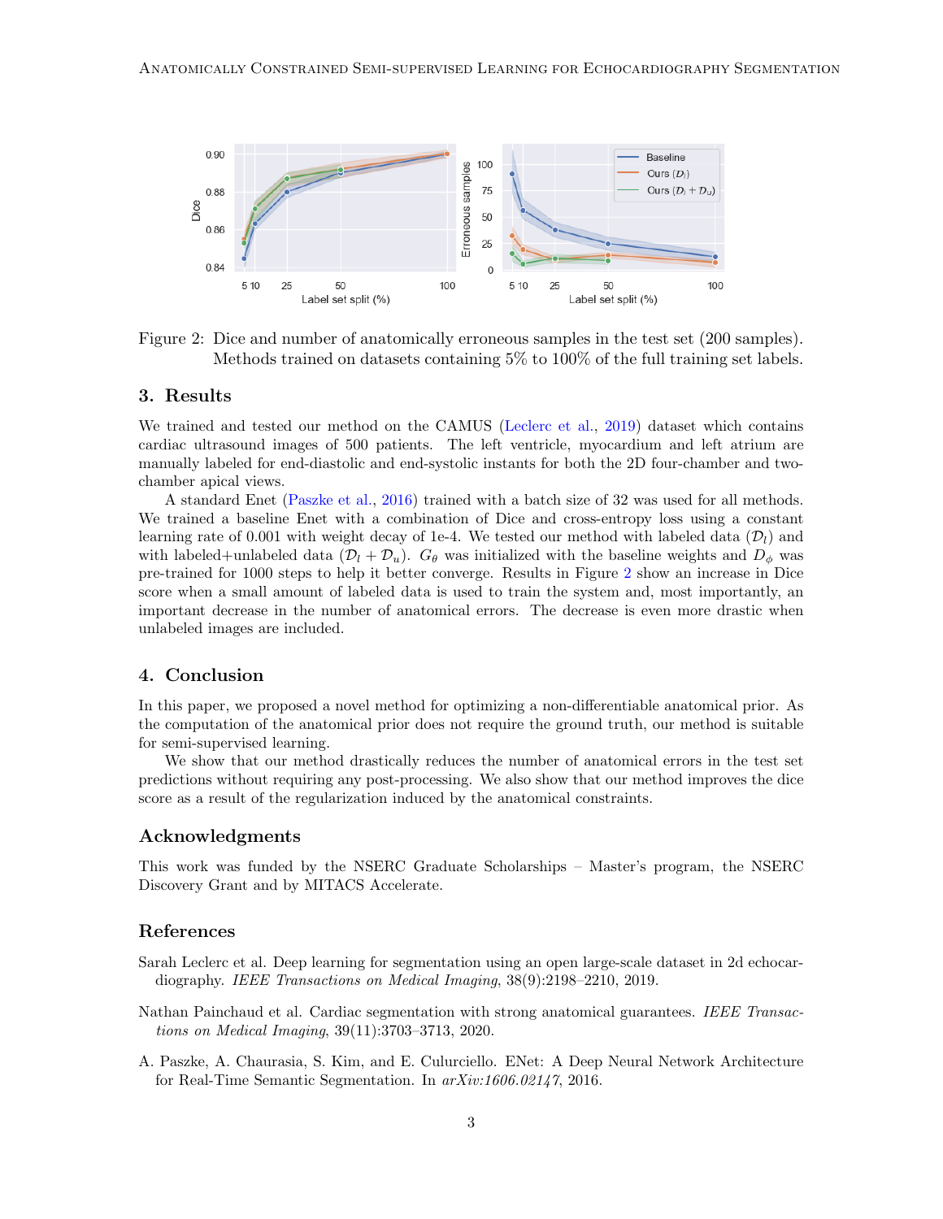Dice

0.90

0.88

0.86

0.84

5 10 25 50 100

Label set split (%)

Erroneous samples

100

75

50

25

0

5 10 25 50 100

Label set split (%)

Baseline

Ours ($\mathcal{D}_l$)

Ours ($\mathcal{D}_l + \mathcal{D}_u$)

Figure 2: Dice and number of anatomically erroneous samples in the test set (200 samples). Methods trained on datasets containing 5% to 100% of the full training set labels.

## 3. Results

We trained and tested our method on the CAMUS (Leclerc et al., 2019) dataset which contains cardiac ultrasound images of 500 patients. The left ventricle, myocardium and left atrium are manually labeled for end-diastolic and end-systolic instants for both the 2D four-chamber and two-chamber apical views.

A standard Enet (Paszke et al., 2016) trained with a batch size of 32 was used for all methods. We trained a baseline Enet with a combination of Dice and cross-entropy loss using a constant learning rate of 0.001 with weight decay of 1e-4. We tested our method with labeled data ($\mathcal{D}_l$) and with labeled+unlabeled data ($\mathcal{D}_l + \mathcal{D}_u$). $G_\theta$ was initialized with the baseline weights and $D_\phi$ was pre-trained for 1000 steps to help it better converge. Results in Figure 2 show an increase in Dice score when a small amount of labeled data is used to train the system and, most importantly, an important decrease in the number of anatomical errors. The decrease is even more drastic when unlabeled images are included.

## 4. Conclusion

In this paper, we proposed a novel method for optimizing a non-differentiable anatomical prior. As the computation of the anatomical prior does not require the ground truth, our method is suitable for semi-supervised learning.

We show that our method drastically reduces the number of anatomical errors in the test set predictions without requiring any post-processing. We also show that our method improves the dice score as a result of the regularization induced by the anatomical constraints.

## Acknowledgments

This work was funded by the NSERC Graduate Scholarships – Master's program, the NSERC Discovery Grant and by MITACS Accelerate.

## References

Sarah Leclerc et al. Deep learning for segmentation using an open large-scale dataset in 2d echocardiography. *IEEE Transactions on Medical Imaging*, 38(9):2198–2210, 2019.

Nathan Painchaud et al. Cardiac segmentation with strong anatomical guarantees. *IEEE Transactions on Medical Imaging*, 39(11):3703–3713, 2020.

A. Paszke, A. Chaurasia, S. Kim, and E. Culurciello. ENet: A Deep Neural Network Architecture for Real-Time Semantic Segmentation. In *arXiv:1606.02147*, 2016.